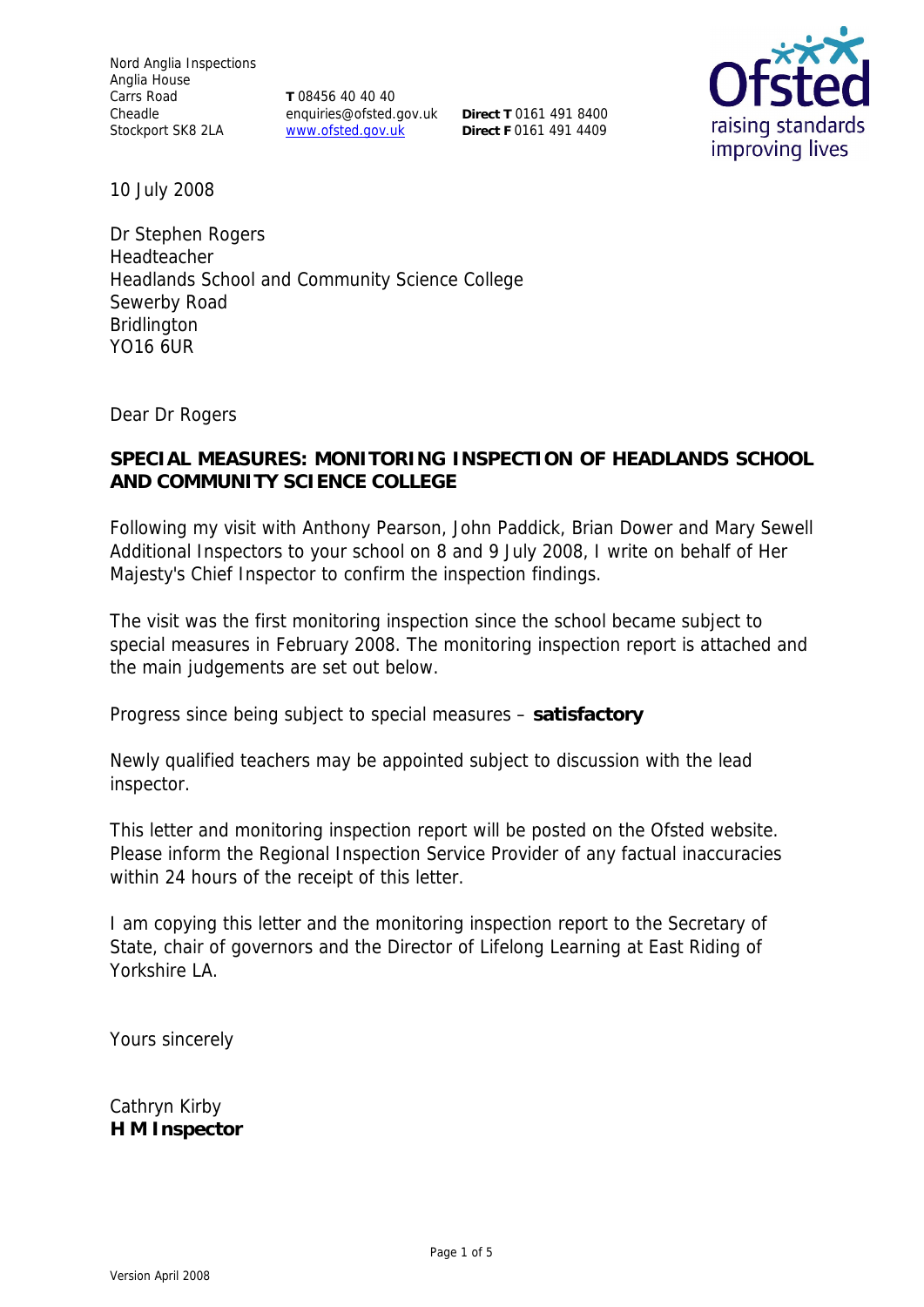Nord Anglia Inspections
Anglia House
Carrs Road
Cheadle
Stockport SK8 2LA

**T** 08456 40 40 40
enquiries@ofsted.gov.uk
www.ofsted.gov.uk

**Direct T** 0161 491 8400
**Direct F** 0161 491 4409

10 July 2008

Dr Stephen Rogers
Headteacher
Headlands School and Community Science College
Sewerby Road
Bridlington
YO16 6UR

Dear Dr Rogers

**SPECIAL MEASURES: MONITORING INSPECTION OF HEADLANDS SCHOOL AND COMMUNITY SCIENCE COLLEGE**

Following my visit with Anthony Pearson, John Paddick, Brian Dower and Mary Sewell Additional Inspectors to your school on 8 and 9 July 2008, I write on behalf of Her Majesty's Chief Inspector to confirm the inspection findings.

The visit was the first monitoring inspection since the school became subject to special measures in February 2008. The monitoring inspection report is attached and the main judgements are set out below.

Progress since being subject to special measures – **satisfactory**

Newly qualified teachers may be appointed subject to discussion with the lead inspector.

This letter and monitoring inspection report will be posted on the Ofsted website. Please inform the Regional Inspection Service Provider of any factual inaccuracies within 24 hours of the receipt of this letter.

I am copying this letter and the monitoring inspection report to the Secretary of State, chair of governors and the Director of Lifelong Learning at East Riding of Yorkshire LA.

Yours sincerely

Cathryn Kirby
**H M Inspector**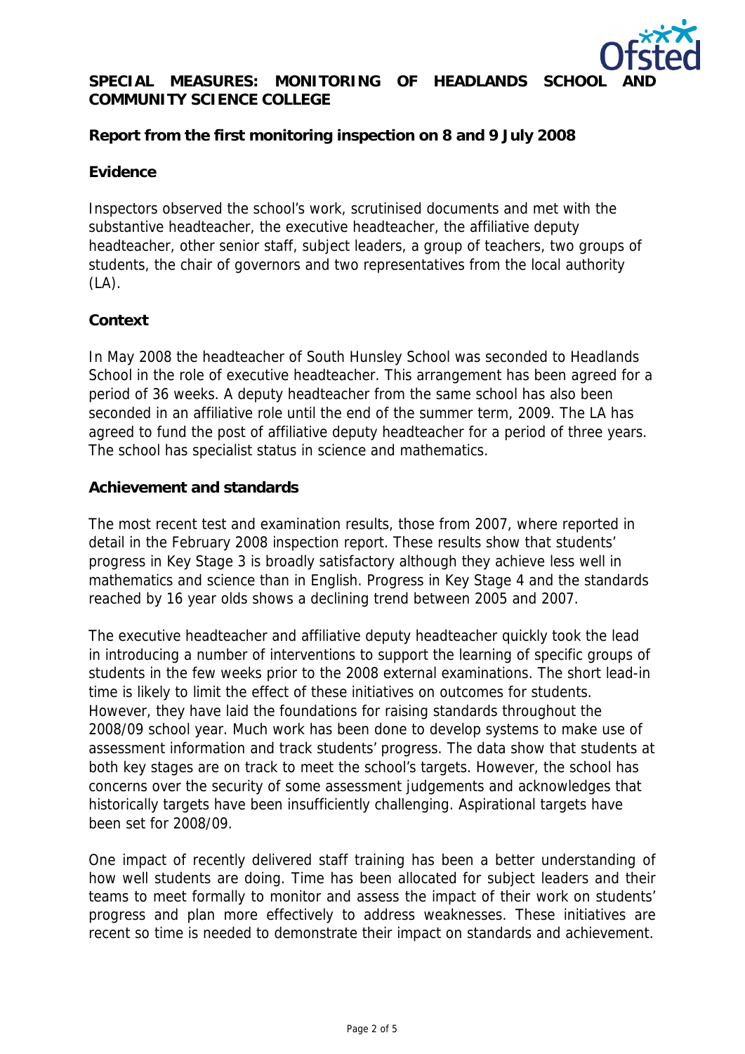# SPECIAL MEASURES: MONITORING OF HEADLANDS SCHOOL AND COMMUNITY SCIENCE COLLEGE

**Report from the first monitoring inspection on 8 and 9 July 2008**

## Evidence

Inspectors observed the school's work, scrutinised documents and met with the substantive headteacher, the executive headteacher, the affiliative deputy headteacher, other senior staff, subject leaders, a group of teachers, two groups of students, the chair of governors and two representatives from the local authority (LA).

## Context

In May 2008 the headteacher of South Hunsley School was seconded to Headlands School in the role of executive headteacher. This arrangement has been agreed for a period of 36 weeks. A deputy headteacher from the same school has also been seconded in an affiliative role until the end of the summer term, 2009. The LA has agreed to fund the post of affiliative deputy headteacher for a period of three years. The school has specialist status in science and mathematics.

## Achievement and standards

The most recent test and examination results, those from 2007, where reported in detail in the February 2008 inspection report. These results show that students' progress in Key Stage 3 is broadly satisfactory although they achieve less well in mathematics and science than in English. Progress in Key Stage 4 and the standards reached by 16 year olds shows a declining trend between 2005 and 2007.

The executive headteacher and affiliative deputy headteacher quickly took the lead in introducing a number of interventions to support the learning of specific groups of students in the few weeks prior to the 2008 external examinations. The short lead-in time is likely to limit the effect of these initiatives on outcomes for students. However, they have laid the foundations for raising standards throughout the 2008/09 school year. Much work has been done to develop systems to make use of assessment information and track students' progress. The data show that students at both key stages are on track to meet the school's targets. However, the school has concerns over the security of some assessment judgements and acknowledges that historically targets have been insufficiently challenging. Aspirational targets have been set for 2008/09.

One impact of recently delivered staff training has been a better understanding of how well students are doing. Time has been allocated for subject leaders and their teams to meet formally to monitor and assess the impact of their work on students' progress and plan more effectively to address weaknesses. These initiatives are recent so time is needed to demonstrate their impact on standards and achievement.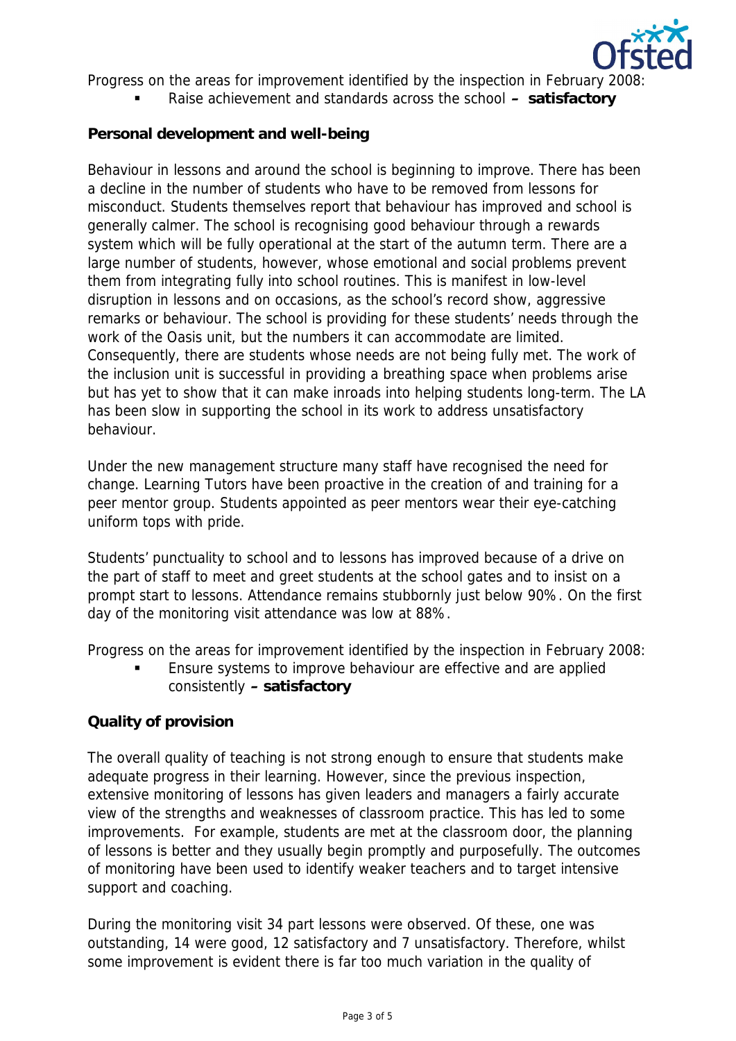Progress on the areas for improvement identified by the inspection in February 2008:

- Raise achievement and standards across the school **– satisfactory**

**Personal development and well-being**

Behaviour in lessons and around the school is beginning to improve. There has been a decline in the number of students who have to be removed from lessons for misconduct. Students themselves report that behaviour has improved and school is generally calmer. The school is recognising good behaviour through a rewards system which will be fully operational at the start of the autumn term. There are a large number of students, however, whose emotional and social problems prevent them from integrating fully into school routines. This is manifest in low-level disruption in lessons and on occasions, as the school's record show, aggressive remarks or behaviour. The school is providing for these students' needs through the work of the Oasis unit, but the numbers it can accommodate are limited. Consequently, there are students whose needs are not being fully met. The work of the inclusion unit is successful in providing a breathing space when problems arise but has yet to show that it can make inroads into helping students long-term. The LA has been slow in supporting the school in its work to address unsatisfactory behaviour.

Under the new management structure many staff have recognised the need for change. Learning Tutors have been proactive in the creation of and training for a peer mentor group. Students appointed as peer mentors wear their eye-catching uniform tops with pride.

Students' punctuality to school and to lessons has improved because of a drive on the part of staff to meet and greet students at the school gates and to insist on a prompt start to lessons. Attendance remains stubbornly just below 90%. On the first day of the monitoring visit attendance was low at 88%.

Progress on the areas for improvement identified by the inspection in February 2008:

- Ensure systems to improve behaviour are effective and are applied consistently **– satisfactory**

**Quality of provision**

The overall quality of teaching is not strong enough to ensure that students make adequate progress in their learning. However, since the previous inspection, extensive monitoring of lessons has given leaders and managers a fairly accurate view of the strengths and weaknesses of classroom practice. This has led to some improvements. For example, students are met at the classroom door, the planning of lessons is better and they usually begin promptly and purposefully. The outcomes of monitoring have been used to identify weaker teachers and to target intensive support and coaching.

During the monitoring visit 34 part lessons were observed. Of these, one was outstanding, 14 were good, 12 satisfactory and 7 unsatisfactory. Therefore, whilst some improvement is evident there is far too much variation in the quality of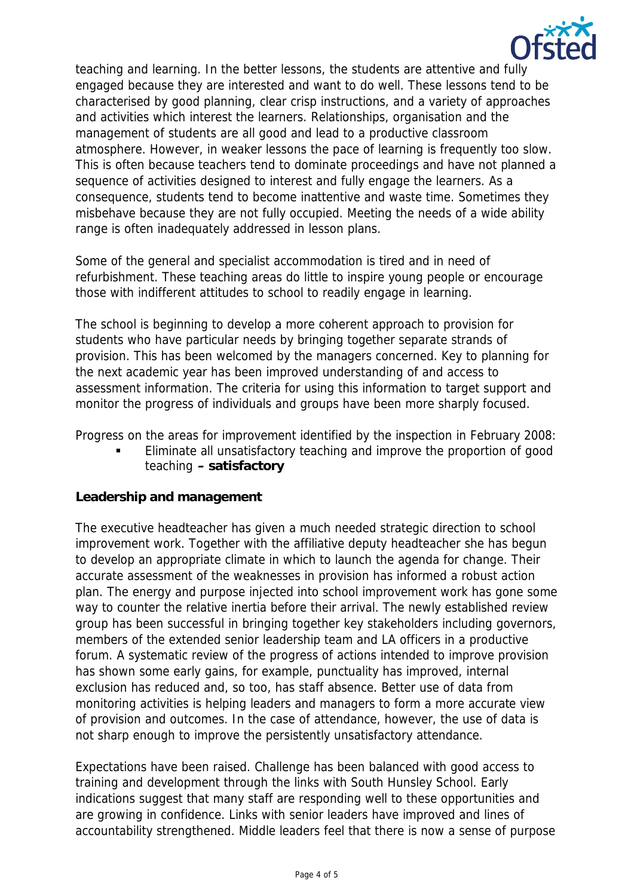teaching and learning. In the better lessons, the students are attentive and fully engaged because they are interested and want to do well. These lessons tend to be characterised by good planning, clear crisp instructions, and a variety of approaches and activities which interest the learners. Relationships, organisation and the management of students are all good and lead to a productive classroom atmosphere. However, in weaker lessons the pace of learning is frequently too slow. This is often because teachers tend to dominate proceedings and have not planned a sequence of activities designed to interest and fully engage the learners. As a consequence, students tend to become inattentive and waste time. Sometimes they misbehave because they are not fully occupied. Meeting the needs of a wide ability range is often inadequately addressed in lesson plans.

Some of the general and specialist accommodation is tired and in need of refurbishment. These teaching areas do little to inspire young people or encourage those with indifferent attitudes to school to readily engage in learning.

The school is beginning to develop a more coherent approach to provision for students who have particular needs by bringing together separate strands of provision. This has been welcomed by the managers concerned. Key to planning for the next academic year has been improved understanding of and access to assessment information. The criteria for using this information to target support and monitor the progress of individuals and groups have been more sharply focused.

Progress on the areas for improvement identified by the inspection in February 2008:

- Eliminate all unsatisfactory teaching and improve the proportion of good teaching **– satisfactory**

**Leadership and management**

The executive headteacher has given a much needed strategic direction to school improvement work. Together with the affiliative deputy headteacher she has begun to develop an appropriate climate in which to launch the agenda for change. Their accurate assessment of the weaknesses in provision has informed a robust action plan. The energy and purpose injected into school improvement work has gone some way to counter the relative inertia before their arrival. The newly established review group has been successful in bringing together key stakeholders including governors, members of the extended senior leadership team and LA officers in a productive forum. A systematic review of the progress of actions intended to improve provision has shown some early gains, for example, punctuality has improved, internal exclusion has reduced and, so too, has staff absence. Better use of data from monitoring activities is helping leaders and managers to form a more accurate view of provision and outcomes. In the case of attendance, however, the use of data is not sharp enough to improve the persistently unsatisfactory attendance.

Expectations have been raised. Challenge has been balanced with good access to training and development through the links with South Hunsley School. Early indications suggest that many staff are responding well to these opportunities and are growing in confidence. Links with senior leaders have improved and lines of accountability strengthened. Middle leaders feel that there is now a sense of purpose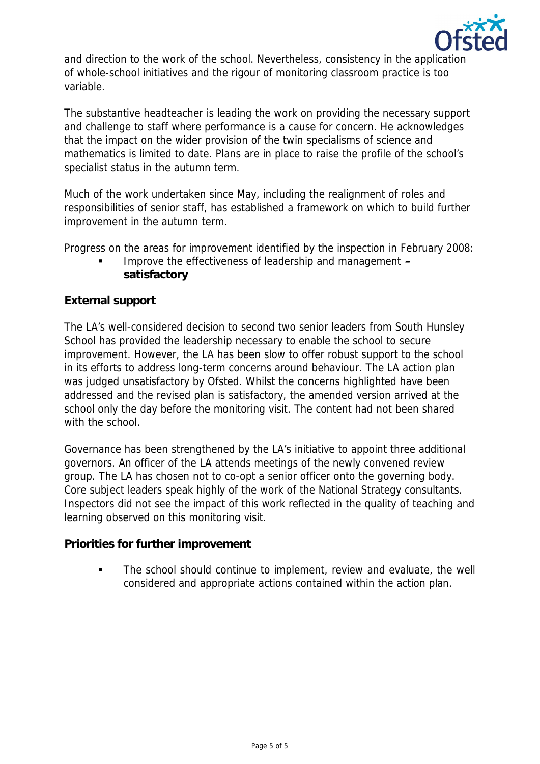and direction to the work of the school. Nevertheless, consistency in the application of whole-school initiatives and the rigour of monitoring classroom practice is too variable.

The substantive headteacher is leading the work on providing the necessary support and challenge to staff where performance is a cause for concern. He acknowledges that the impact on the wider provision of the twin specialisms of science and mathematics is limited to date. Plans are in place to raise the profile of the school's specialist status in the autumn term.

Much of the work undertaken since May, including the realignment of roles and responsibilities of senior staff, has established a framework on which to build further improvement in the autumn term.

Progress on the areas for improvement identified by the inspection in February 2008:

- Improve the effectiveness of leadership and management **– satisfactory**

**External support**

The LA's well-considered decision to second two senior leaders from South Hunsley School has provided the leadership necessary to enable the school to secure improvement. However, the LA has been slow to offer robust support to the school in its efforts to address long-term concerns around behaviour. The LA action plan was judged unsatisfactory by Ofsted. Whilst the concerns highlighted have been addressed and the revised plan is satisfactory, the amended version arrived at the school only the day before the monitoring visit. The content had not been shared with the school.

Governance has been strengthened by the LA's initiative to appoint three additional governors. An officer of the LA attends meetings of the newly convened review group. The LA has chosen not to co-opt a senior officer onto the governing body. Core subject leaders speak highly of the work of the National Strategy consultants. Inspectors did not see the impact of this work reflected in the quality of teaching and learning observed on this monitoring visit.

**Priorities for further improvement**

- The school should continue to implement, review and evaluate, the well considered and appropriate actions contained within the action plan.